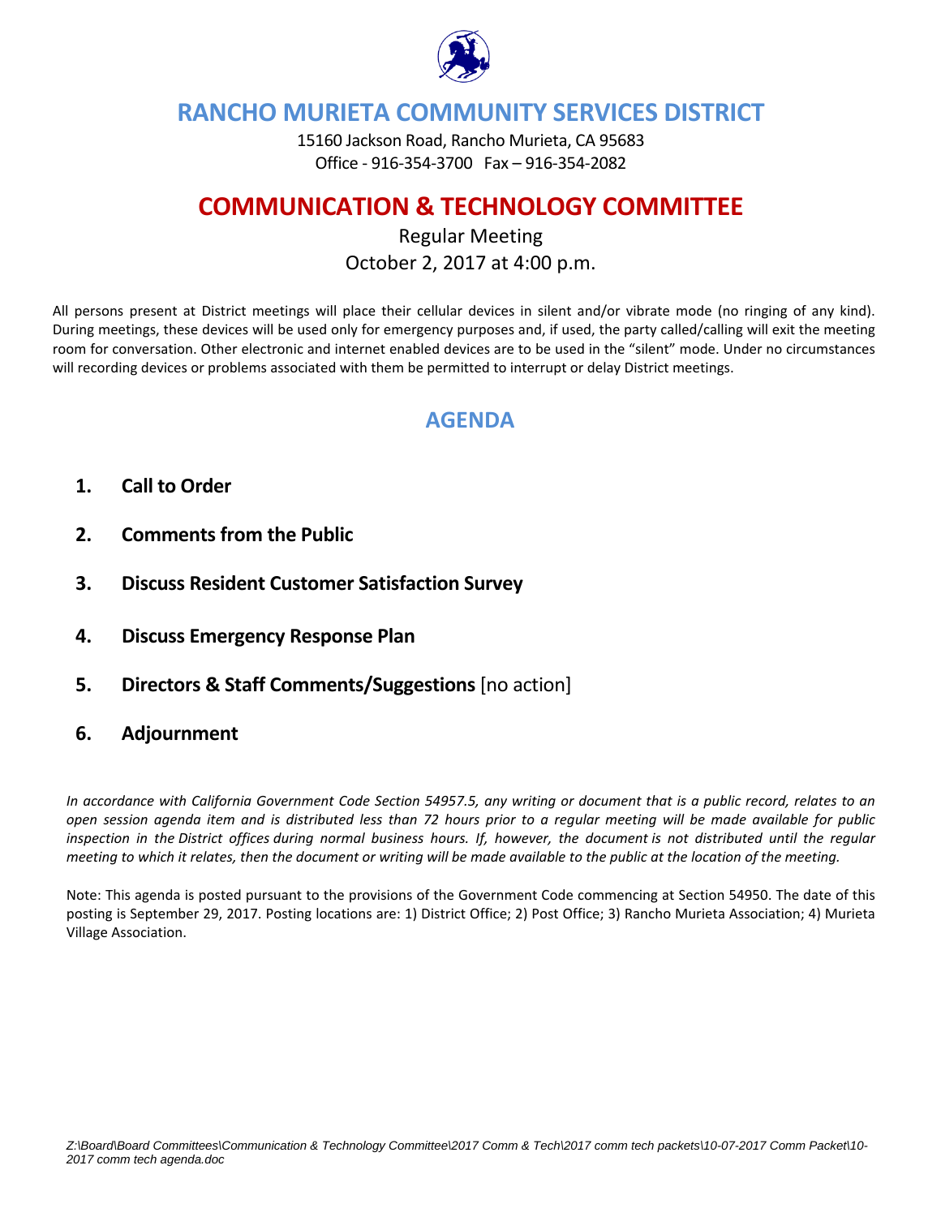# RANCHO MURIETA COMMUNITY SERVICES DISTRICT

15160 Jackson Road, Rancho Murieta, CA 95683
Office - 916-354-3700 Fax – 916-354-2082

# COMMUNICATION & TECHNOLOGY COMMITTEE

Regular Meeting
October 2, 2017 at 4:00 p.m.

All persons present at District meetings will place their cellular devices in silent and/or vibrate mode (no ringing of any kind). During meetings, these devices will be used only for emergency purposes and, if used, the party called/calling will exit the meeting room for conversation. Other electronic and internet enabled devices are to be used in the "silent" mode. Under no circumstances will recording devices or problems associated with them be permitted to interrupt or delay District meetings.

## AGENDA

1. **Call to Order**
2. **Comments from the Public**
3. **Discuss Resident Customer Satisfaction Survey**
4. **Discuss Emergency Response Plan**
5. **Directors & Staff Comments/Suggestions** [no action]
6. **Adjournment**

*In accordance with California Government Code Section 54957.5, any writing or document that is a public record, relates to an open session agenda item and is distributed less than 72 hours prior to a regular meeting will be made available for public inspection in the District offices during normal business hours. If, however, the document is not distributed until the regular meeting to which it relates, then the document or writing will be made available to the public at the location of the meeting.*

Note: This agenda is posted pursuant to the provisions of the Government Code commencing at Section 54950. The date of this posting is September 29, 2017. Posting locations are: 1) District Office; 2) Post Office; 3) Rancho Murieta Association; 4) Murieta Village Association.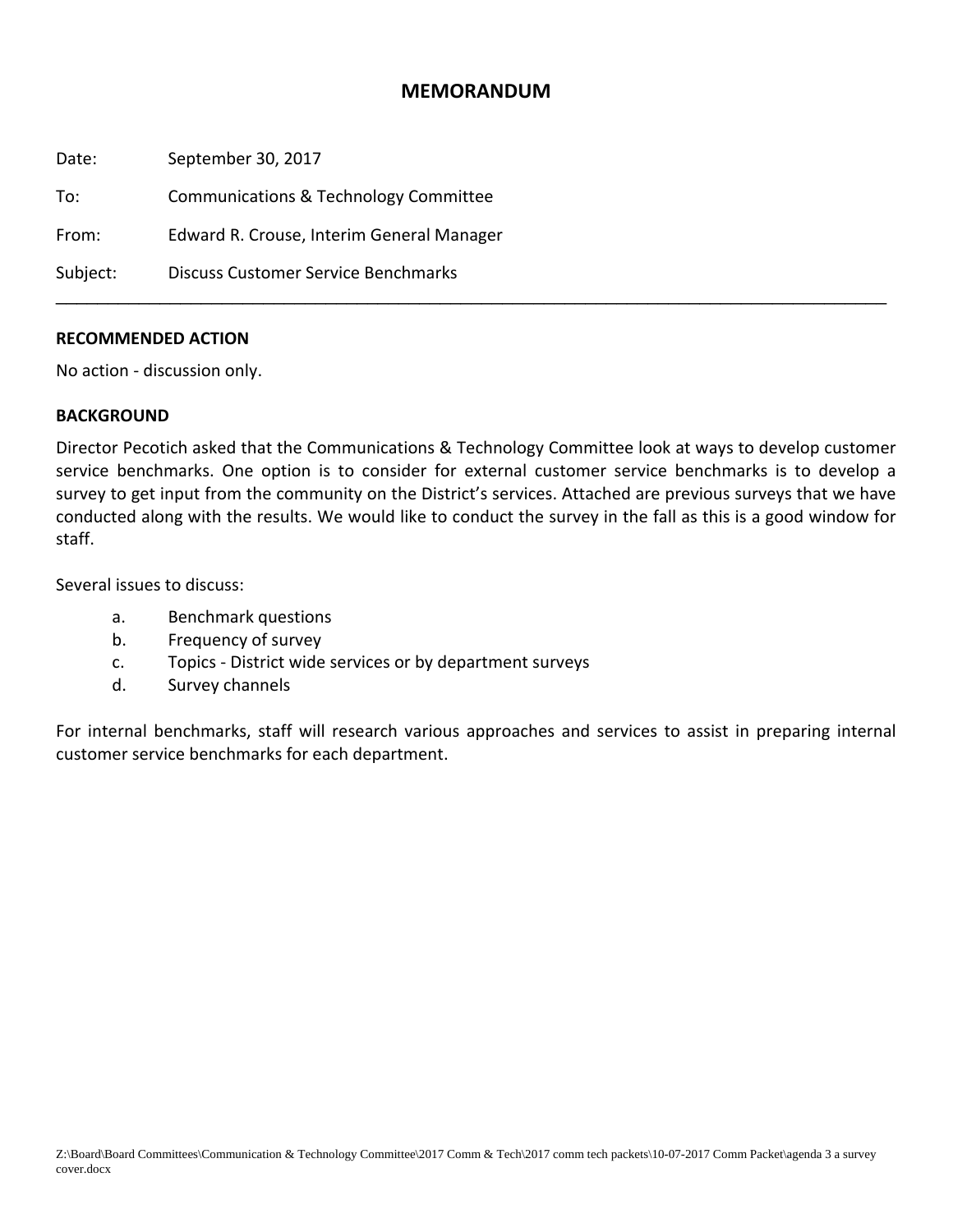# MEMORANDUM

Date: September 30, 2017

To: Communications & Technology Committee

From: Edward R. Crouse, Interim General Manager

Subject: Discuss Customer Service Benchmarks

---

**RECOMMENDED ACTION**

No action - discussion only.

**BACKGROUND**

Director Pecotich asked that the Communications & Technology Committee look at ways to develop customer service benchmarks. One option is to consider for external customer service benchmarks is to develop a survey to get input from the community on the District's services. Attached are previous surveys that we have conducted along with the results. We would like to conduct the survey in the fall as this is a good window for staff.

Several issues to discuss:

a. Benchmark questions
b. Frequency of survey
c. Topics - District wide services or by department surveys
d. Survey channels

For internal benchmarks, staff will research various approaches and services to assist in preparing internal customer service benchmarks for each department.

Z:\Board\Board Committees\Communication & Technology Committee\2017 Comm & Tech\2017 comm tech packets\10-07-2017 Comm Packet\agenda 3 a survey cover.docx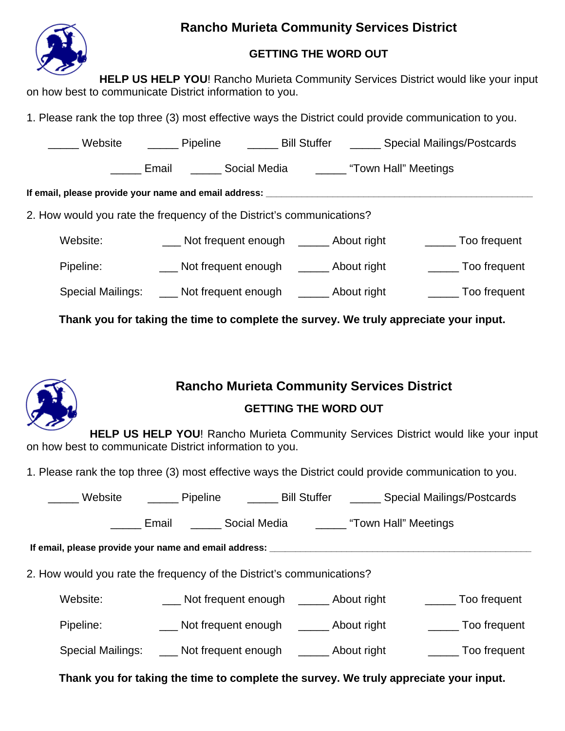# Rancho Murieta Community Services District

## GETTING THE WORD OUT

**HELP US HELP YOU**! Rancho Murieta Community Services District would like your input on how best to communicate District information to you.

1. Please rank the top three (3) most effective ways the District could provide communication to you.

_____ Website _____ Pipeline _____ Bill Stuffer _____ Special Mailings/Postcards

_____ Email _____ Social Media _____ "Town Hall" Meetings

**If email, please provide your name and email address:** ____________________________________________________

2. How would you rate the frequency of the District's communications?

| | | | |
|---|---|---|---|
| Website: | ___ Not frequent enough | _____ About right | _____ Too frequent |
| Pipeline: | ___ Not frequent enough | _____ About right | _____ Too frequent |
| Special Mailings: | ___ Not frequent enough | _____ About right | _____ Too frequent |

**Thank you for taking the time to complete the survey. We truly appreciate your input.**

# Rancho Murieta Community Services District

## GETTING THE WORD OUT

**HELP US HELP YOU**! Rancho Murieta Community Services District would like your input on how best to communicate District information to you.

1. Please rank the top three (3) most effective ways the District could provide communication to you.

_____ Website _____ Pipeline _____ Bill Stuffer _____ Special Mailings/Postcards

_____ Email _____ Social Media _____ "Town Hall" Meetings

**If email, please provide your name and email address:** ____________________________________________________

2. How would you rate the frequency of the District's communications?

| | | | |
|---|---|---|---|
| Website: | ___ Not frequent enough | _____ About right | _____ Too frequent |
| Pipeline: | ___ Not frequent enough | _____ About right | _____ Too frequent |
| Special Mailings: | ___ Not frequent enough | _____ About right | _____ Too frequent |

**Thank you for taking the time to complete the survey. We truly appreciate your input.**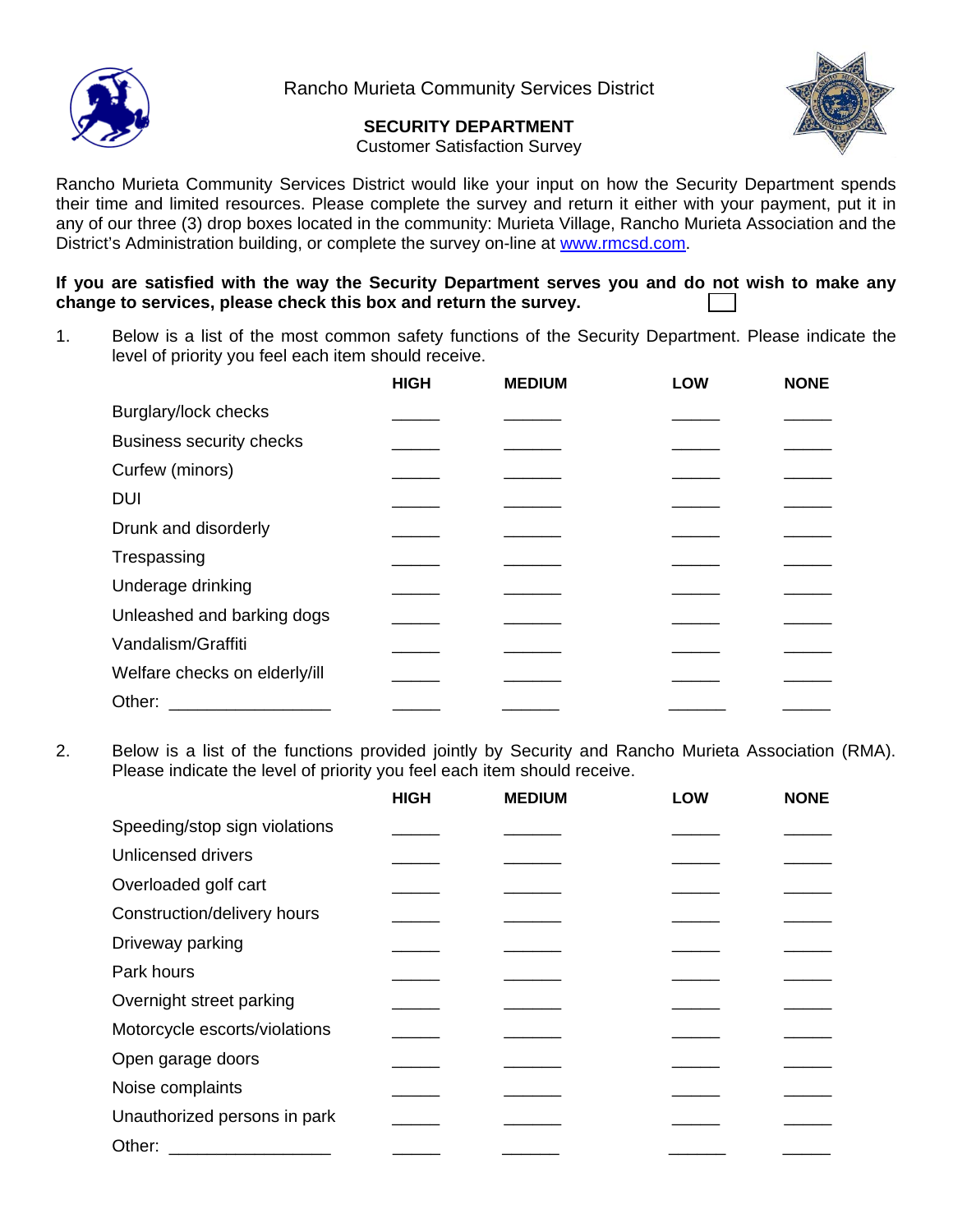Rancho Murieta Community Services District

## SECURITY DEPARTMENT

Customer Satisfaction Survey

Rancho Murieta Community Services District would like your input on how the Security Department spends their time and limited resources. Please complete the survey and return it either with your payment, put it in any of our three (3) drop boxes located in the community: Murieta Village, Rancho Murieta Association and the District's Administration building, or complete the survey on-line at www.rmcsd.com.

**If you are satisfied with the way the Security Department serves you and do not wish to make any change to services, please check this box and return the survey.** ☐

1. Below is a list of the most common safety functions of the Security Department. Please indicate the level of priority you feel each item should receive.

| | HIGH | MEDIUM | LOW | NONE |
|---|---|---|---|---|
| Burglary/lock checks | _____ | ______ | _____ | _____ |
| Business security checks | _____ | ______ | _____ | _____ |
| Curfew (minors) | _____ | ______ | _____ | _____ |
| DUI | _____ | ______ | _____ | _____ |
| Drunk and disorderly | _____ | ______ | _____ | _____ |
| Trespassing | _____ | ______ | _____ | _____ |
| Underage drinking | _____ | ______ | _____ | _____ |
| Unleashed and barking dogs | _____ | ______ | _____ | _____ |
| Vandalism/Graffiti | _____ | ______ | _____ | _____ |
| Welfare checks on elderly/ill | _____ | ______ | _____ | _____ |
| Other: _________________ | _____ | ______ | ______ | _____ |

2. Below is a list of the functions provided jointly by Security and Rancho Murieta Association (RMA). Please indicate the level of priority you feel each item should receive.

| | HIGH | MEDIUM | LOW | NONE |
|---|---|---|---|---|
| Speeding/stop sign violations | _____ | ______ | _____ | _____ |
| Unlicensed drivers | _____ | ______ | _____ | _____ |
| Overloaded golf cart | _____ | ______ | _____ | _____ |
| Construction/delivery hours | _____ | ______ | _____ | _____ |
| Driveway parking | _____ | ______ | _____ | _____ |
| Park hours | _____ | ______ | _____ | _____ |
| Overnight street parking | _____ | ______ | _____ | _____ |
| Motorcycle escorts/violations | _____ | ______ | _____ | _____ |
| Open garage doors | _____ | ______ | _____ | _____ |
| Noise complaints | _____ | ______ | _____ | _____ |
| Unauthorized persons in park | _____ | ______ | _____ | _____ |
| Other: _________________ | _____ | ______ | ______ | _____ |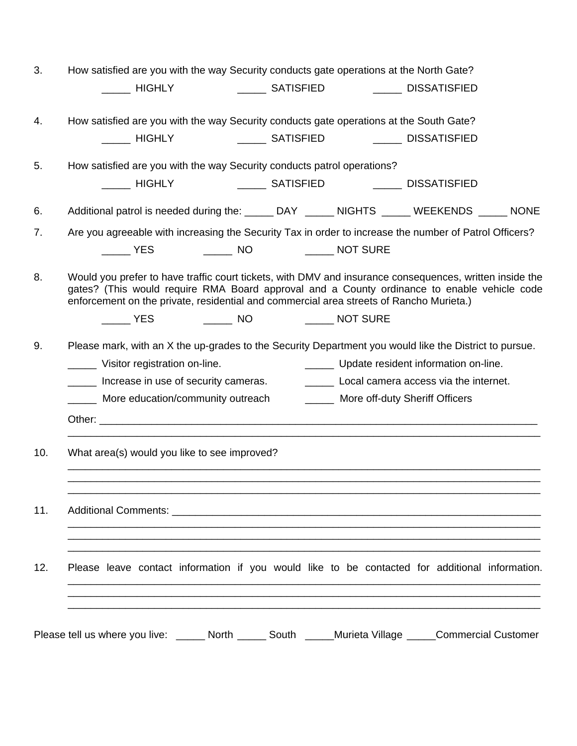3. How satisfied are you with the way Security conducts gate operations at the North Gate?

   _____ HIGHLY     _____ SATISFIED     _____ DISSATISFIED

4. How satisfied are you with the way Security conducts gate operations at the South Gate?

   _____ HIGHLY     _____ SATISFIED     _____ DISSATISFIED

5. How satisfied are you with the way Security conducts patrol operations?

   _____ HIGHLY     _____ SATISFIED     _____ DISSATISFIED

6. Additional patrol is needed during the: _____ DAY _____ NIGHTS _____ WEEKENDS _____ NONE

7. Are you agreeable with increasing the Security Tax in order to increase the number of Patrol Officers?

   _____ YES     _____ NO     _____ NOT SURE

8. Would you prefer to have traffic court tickets, with DMV and insurance consequences, written inside the gates? (This would require RMA Board approval and a County ordinance to enable vehicle code enforcement on the private, residential and commercial area streets of Rancho Murieta.)

   _____ YES     _____ NO     _____ NOT SURE

9. Please mark, with an X the up-grades to the Security Department you would like the District to pursue.

   _____ Visitor registration on-line.     _____ Update resident information on-line.

   _____ Increase in use of security cameras.     _____ Local camera access via the internet.

   _____ More education/community outreach     _____ More off-duty Sheriff Officers

   Other: ______________________________________________________________________________
   ______________________________________________________________________________________

10. What area(s) would you like to see improved?
    ______________________________________________________________________________________
    ______________________________________________________________________________________
    ______________________________________________________________________________________

11. Additional Comments: _______________________________________________________________
    ______________________________________________________________________________________
    ______________________________________________________________________________________
    ______________________________________________________________________________________

12. Please leave contact information if you would like to be contacted for additional information.
    ______________________________________________________________________________________
    ______________________________________________________________________________________
    ______________________________________________________________________________________

Please tell us where you live: _____ North _____ South _____Murieta Village _____Commercial Customer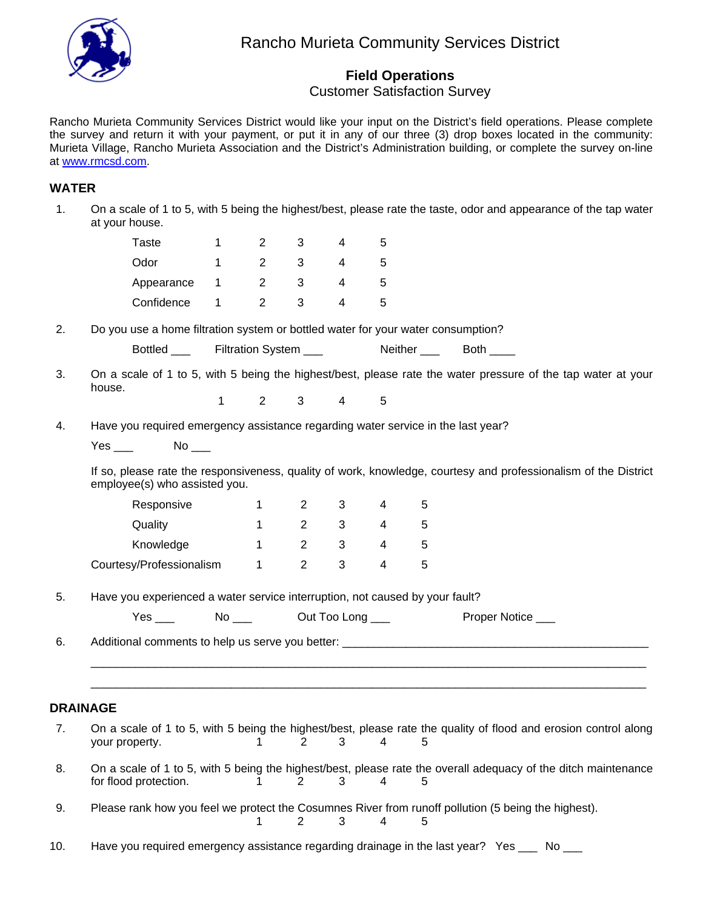# Rancho Murieta Community Services District

## Field Operations

Customer Satisfaction Survey

Rancho Murieta Community Services District would like your input on the District's field operations. Please complete the survey and return it with your payment, or put it in any of our three (3) drop boxes located in the community: Murieta Village, Rancho Murieta Association and the District's Administration building, or complete the survey on-line at www.rmcsd.com.

### WATER

1. On a scale of 1 to 5, with 5 being the highest/best, please rate the taste, odor and appearance of the tap water at your house.

| | | | | | |
|---|---|---|---|---|---|
| Taste | 1 | 2 | 3 | 4 | 5 |
| Odor | 1 | 2 | 3 | 4 | 5 |
| Appearance | 1 | 2 | 3 | 4 | 5 |
| Confidence | 1 | 2 | 3 | 4 | 5 |

2. Do you use a home filtration system or bottled water for your water consumption?

   Bottled ___ Filtration System ___ Neither ___ Both ____

3. On a scale of 1 to 5, with 5 being the highest/best, please rate the water pressure of the tap water at your house.

   1 2 3 4 5

4. Have you required emergency assistance regarding water service in the last year?

   Yes ___ No ___

   If so, please rate the responsiveness, quality of work, knowledge, courtesy and professionalism of the District employee(s) who assisted you.

| | | | | | |
|---|---|---|---|---|---|
| Responsive | 1 | 2 | 3 | 4 | 5 |
| Quality | 1 | 2 | 3 | 4 | 5 |
| Knowledge | 1 | 2 | 3 | 4 | 5 |
| Courtesy/Professionalism | 1 | 2 | 3 | 4 | 5 |

5. Have you experienced a water service interruption, not caused by your fault?

   Yes ___ No ___ Out Too Long ___ Proper Notice ___

6. Additional comments to help us serve you better: ________________________________________________

   ________________________________________________________________________________

   ________________________________________________________________________________

### DRAINAGE

7. On a scale of 1 to 5, with 5 being the highest/best, please rate the quality of flood and erosion control along your property. 1 2 3 4 5

8. On a scale of 1 to 5, with 5 being the highest/best, please rate the overall adequacy of the ditch maintenance for flood protection. 1 2 3 4 5

9. Please rank how you feel we protect the Cosumnes River from runoff pollution (5 being the highest).

   1 2 3 4 5

10. Have you required emergency assistance regarding drainage in the last year? Yes ___ No ___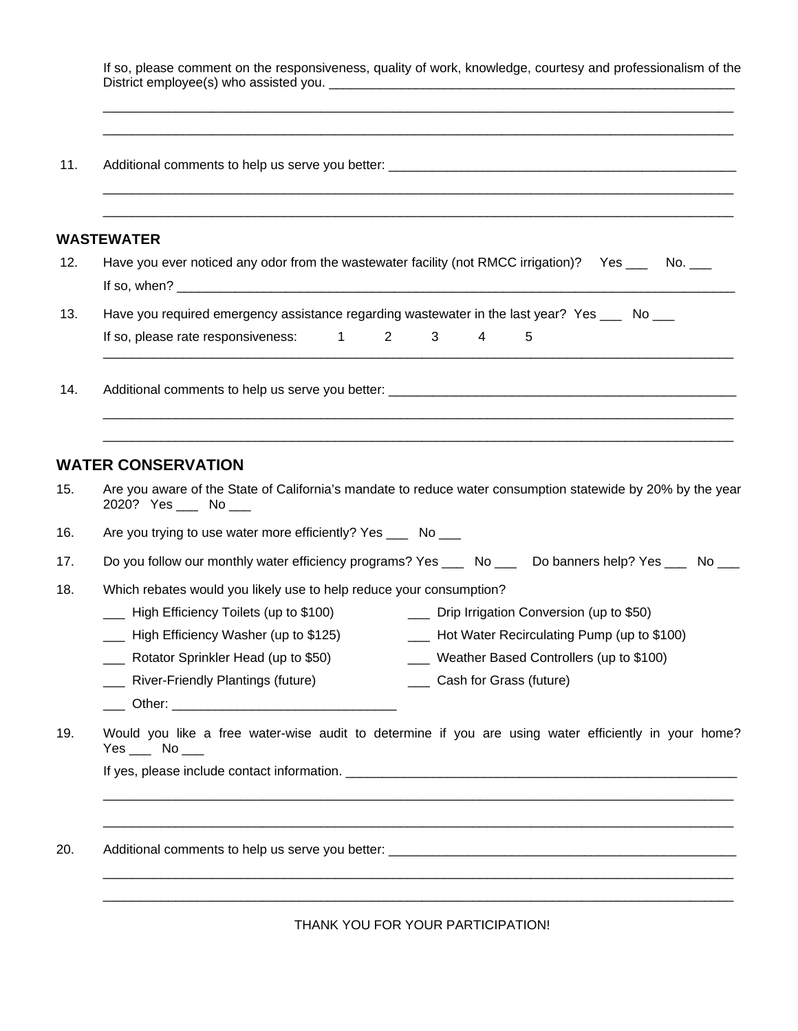If so, please comment on the responsiveness, quality of work, knowledge, courtesy and professionalism of the District employee(s) who assisted you. ____________________________________________________________

__________________________________________________________________________________________

__________________________________________________________________________________________

11. Additional comments to help us serve you better: __________________________________________________

__________________________________________________________________________________________

__________________________________________________________________________________________

## WASTEWATER

12. Have you ever noticed any odor from the wastewater facility (not RMCC irrigation)? Yes ___ No. ___

    If so, when? ______________________________________________________________________________

13. Have you required emergency assistance regarding wastewater in the last year? Yes ___ No ___

    If so, please rate responsiveness: 1 2 3 4 5

__________________________________________________________________________________________

14. Additional comments to help us serve you better: __________________________________________________

__________________________________________________________________________________________

__________________________________________________________________________________________

## WATER CONSERVATION

15. Are you aware of the State of California's mandate to reduce water consumption statewide by 20% by the year 2020? Yes ___ No ___

16. Are you trying to use water more efficiently? Yes ___ No ___

17. Do you follow our monthly water efficiency programs? Yes ___ No ___ Do banners help? Yes ___ No ___

18. Which rebates would you likely use to help reduce your consumption?

    ___ High Efficiency Toilets (up to $100)

    ___ Drip Irrigation Conversion (up to $50)

    ___ High Efficiency Washer (up to $125)

    ___ Hot Water Recirculating Pump (up to $100)

    ___ Rotator Sprinkler Head (up to $50)

    ___ Weather Based Controllers (up to $100)

    ___ River-Friendly Plantings (future)

    ___ Cash for Grass (future)

    ___ Other: ______________________________

19. Would you like a free water-wise audit to determine if you are using water efficiently in your home? Yes ___ No ___

    If yes, please include contact information. ________________________________________________________

__________________________________________________________________________________________

__________________________________________________________________________________________

20. Additional comments to help us serve you better: __________________________________________________

__________________________________________________________________________________________

__________________________________________________________________________________________

THANK YOU FOR YOUR PARTICIPATION!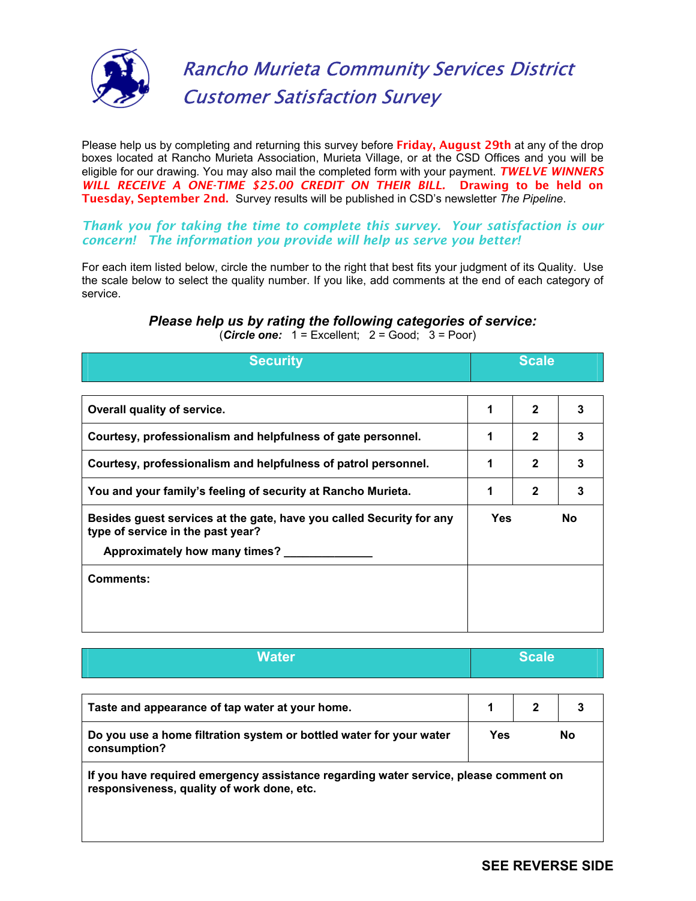# Rancho Murieta Community Services District
## Customer Satisfaction Survey

Please help us by completing and returning this survey before **Friday, August 29th** at any of the drop boxes located at Rancho Murieta Association, Murieta Village, or at the CSD Offices and you will be eligible for our drawing. You may also mail the completed form with your payment. ***TWELVE WINNERS WILL RECEIVE A ONE-TIME $25.00 CREDIT ON THEIR BILL.*** **Drawing to be held on Tuesday, September 2nd.** Survey results will be published in CSD's newsletter *The Pipeline*.

***Thank you for taking the time to complete this survey. Your satisfaction is our concern! The information you provide will help us serve you better!***

For each item listed below, circle the number to the right that best fits your judgment of its Quality. Use the scale below to select the quality number. If you like, add comments at the end of each category of service.

### *Please help us by rating the following categories of service:*

(***Circle one:*** 1 = Excellent; 2 = Good; 3 = Poor)

| Security | Scale | | |
|---|---|---|---|
| **Overall quality of service.** | **1** | **2** | **3** |
| **Courtesy, professionalism and helpfulness of gate personnel.** | **1** | **2** | **3** |
| **Courtesy, professionalism and helpfulness of patrol personnel.** | **1** | **2** | **3** |
| **You and your family's feeling of security at Rancho Murieta.** | **1** | **2** | **3** |
| **Besides guest services at the gate, have you called Security for any type of service in the past year?** **Approximately how many times? ______________** | **Yes** | | **No** |
| **Comments:** | | | |

| Water | Scale | | |
|---|---|---|---|
| **Taste and appearance of tap water at your home.** | **1** | **2** | **3** |
| **Do you use a home filtration system or bottled water for your water consumption?** | **Yes** | | **No** |
| **If you have required emergency assistance regarding water service, please comment on responsiveness, quality of work done, etc.** | | | |

**SEE REVERSE SIDE**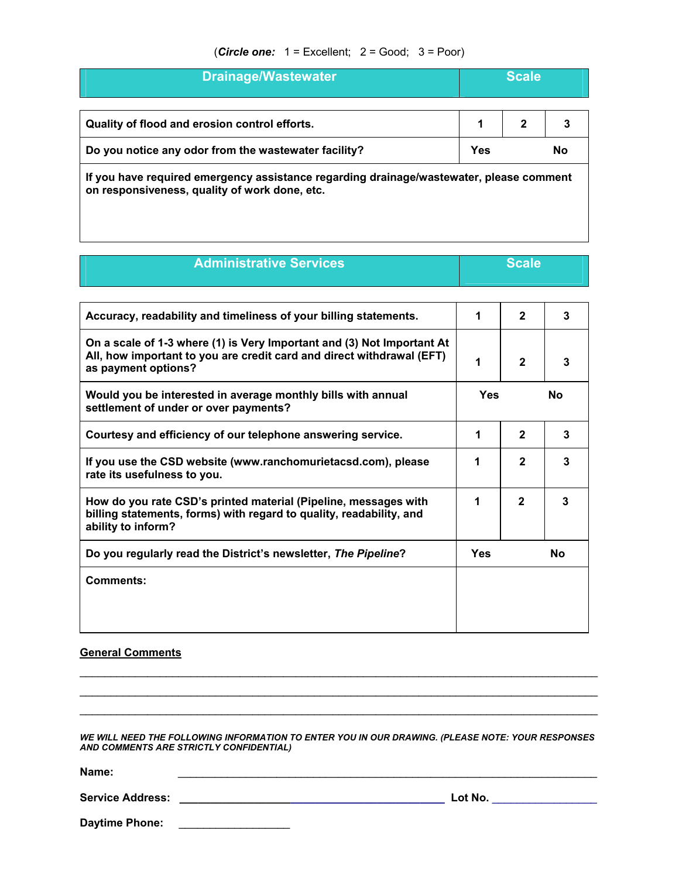(***Circle one:*** 1 = Excellent; 2 = Good; 3 = Poor)

| Drainage/Wastewater | Scale | | |
|---|---|---|---|
| **Quality of flood and erosion control efforts.** | **1** | **2** | **3** |
| **Do you notice any odor from the wastewater facility?** | **Yes** | | **No** |
| **If you have required emergency assistance regarding drainage/wastewater, please comment on responsiveness, quality of work done, etc.** | | | |

| Administrative Services | Scale | | |
|---|---|---|---|
| **Accuracy, readability and timeliness of your billing statements.** | **1** | **2** | **3** |
| **On a scale of 1-3 where (1) is Very Important and (3) Not Important At All, how important to you are credit card and direct withdrawal (EFT) as payment options?** | **1** | **2** | **3** |
| **Would you be interested in average monthly bills with annual settlement of under or over payments?** | **Yes** | | **No** |
| **Courtesy and efficiency of our telephone answering service.** | **1** | **2** | **3** |
| **If you use the CSD website (www.ranchomurietacsd.com), please rate its usefulness to you.** | **1** | **2** | **3** |
| **How do you rate CSD's printed material (Pipeline, messages with billing statements, forms) with regard to quality, readability, and ability to inform?** | **1** | **2** | **3** |
| **Do you regularly read the District's newsletter, *The Pipeline*?** | **Yes** | | **No** |
| **Comments:** | | | |

**General Comments**

______________________________________________________________________________

______________________________________________________________________________

______________________________________________________________________________

***WE WILL NEED THE FOLLOWING INFORMATION TO ENTER YOU IN OUR DRAWING. (PLEASE NOTE: YOUR RESPONSES AND COMMENTS ARE STRICTLY CONFIDENTIAL)***

**Name:** ______________________________________________________________

**Service Address:** ________________________________________ **Lot No.** ______________

**Daytime Phone:** __________________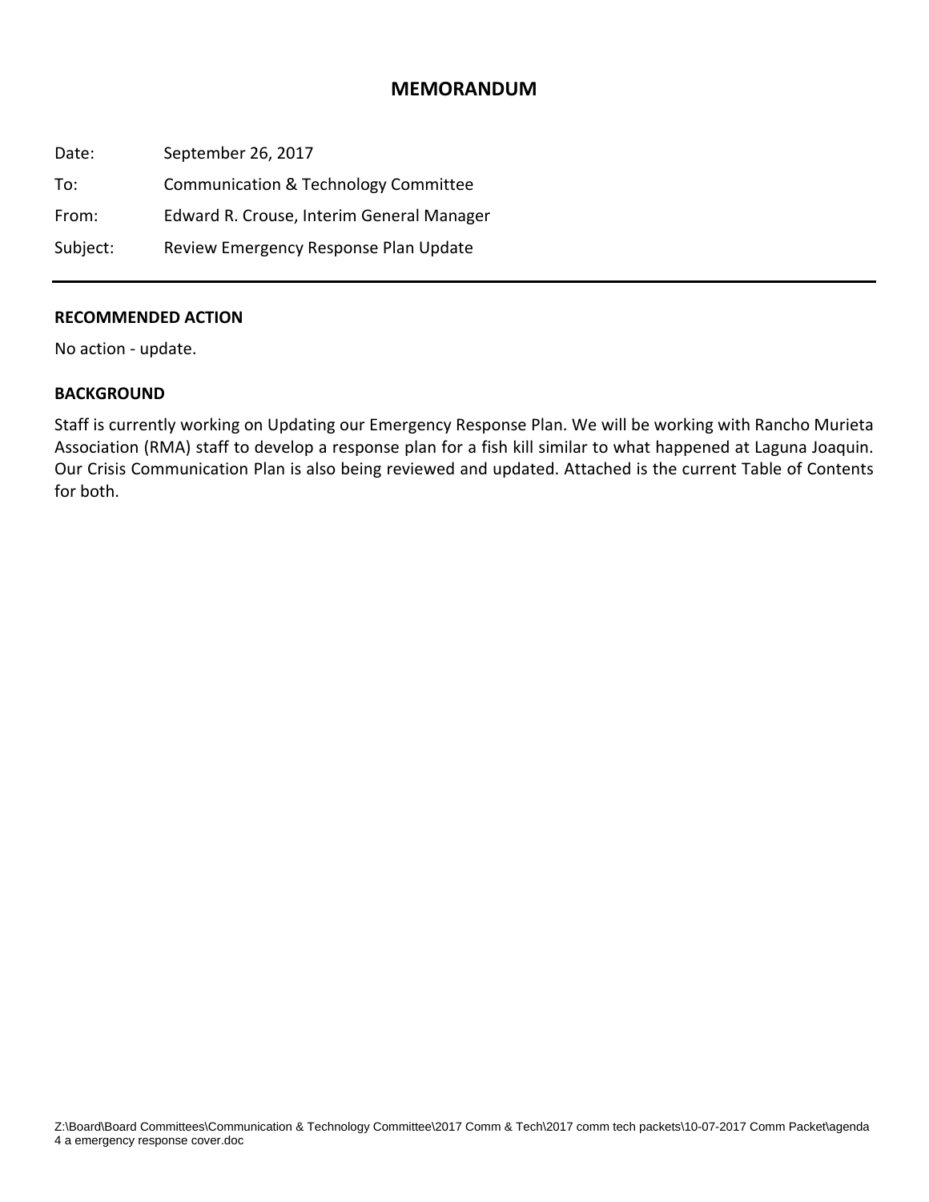# MEMORANDUM

Date: September 26, 2017

To: Communication & Technology Committee

From: Edward R. Crouse, Interim General Manager

Subject: Review Emergency Response Plan Update

---

**RECOMMENDED ACTION**

No action - update.

**BACKGROUND**

Staff is currently working on Updating our Emergency Response Plan. We will be working with Rancho Murieta Association (RMA) staff to develop a response plan for a fish kill similar to what happened at Laguna Joaquin. Our Crisis Communication Plan is also being reviewed and updated. Attached is the current Table of Contents for both.

Z:\Board\Board Committees\Communication & Technology Committee\2017 Comm & Tech\2017 comm tech packets\10-07-2017 Comm Packet\agenda 4 a emergency response cover.doc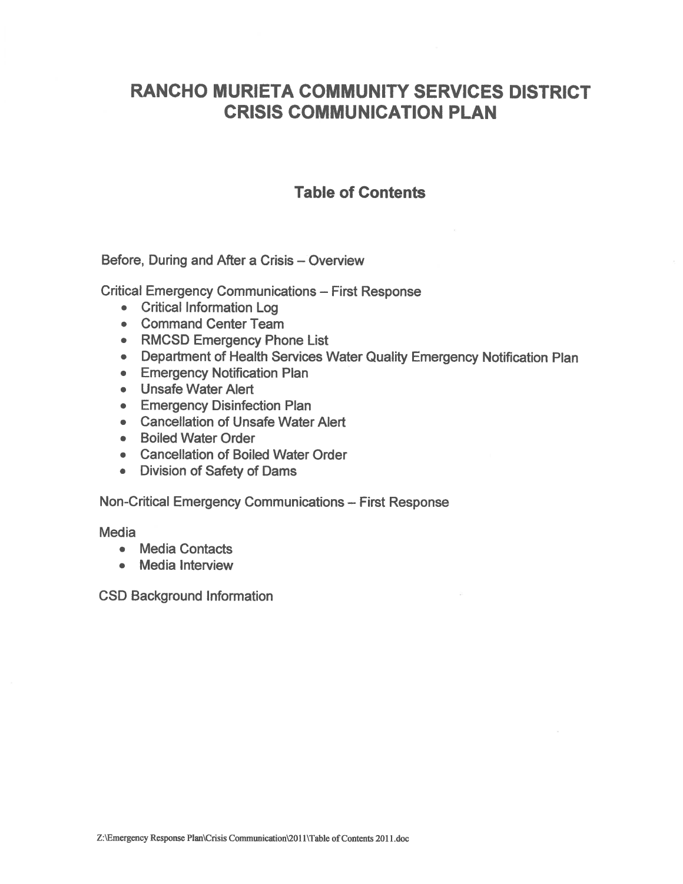# RANCHO MURIETA COMMUNITY SERVICES DISTRICT CRISIS COMMUNICATION PLAN

## Table of Contents

Before, During and After a Crisis – Overview

Critical Emergency Communications – First Response

- Critical Information Log
- Command Center Team
- RMCSD Emergency Phone List
- Department of Health Services Water Quality Emergency Notification Plan
- Emergency Notification Plan
- Unsafe Water Alert
- Emergency Disinfection Plan
- Cancellation of Unsafe Water Alert
- Boiled Water Order
- Cancellation of Boiled Water Order
- Division of Safety of Dams

Non-Critical Emergency Communications – First Response

Media

- Media Contacts
- Media Interview

CSD Background Information

Z:\Emergency Response Plan\Crisis Communication\2011\Table of Contents 2011.doc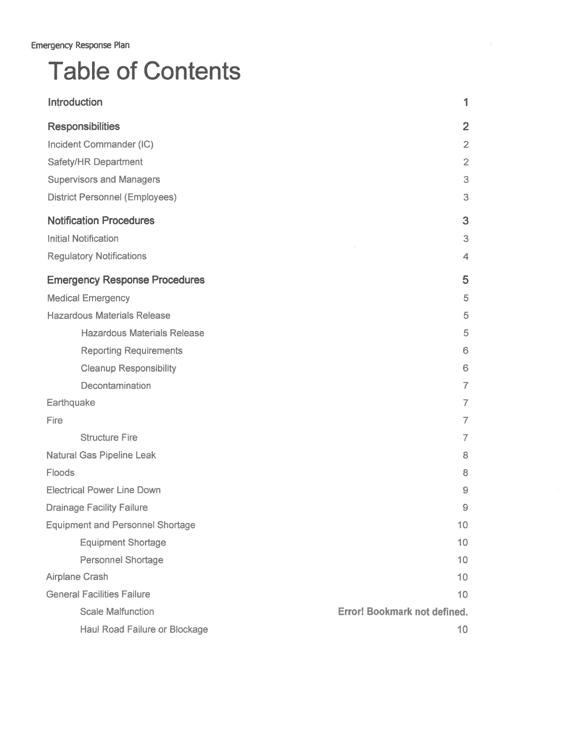# Table of Contents

| | |
|---|---|
| **Introduction** | **1** |
| **Responsibilities** | **2** |
| Incident Commander (IC) | 2 |
| Safety/HR Department | 2 |
| Supervisors and Managers | 3 |
| District Personnel (Employees) | 3 |
| **Notification Procedures** | **3** |
| Initial Notification | 3 |
| Regulatory Notifications | 4 |
| **Emergency Response Procedures** | **5** |
| Medical Emergency | 5 |
| Hazardous Materials Release | 5 |
| &nbsp;&nbsp;&nbsp;&nbsp;Hazardous Materials Release | 5 |
| &nbsp;&nbsp;&nbsp;&nbsp;Reporting Requirements | 6 |
| &nbsp;&nbsp;&nbsp;&nbsp;Cleanup Responsibility | 6 |
| &nbsp;&nbsp;&nbsp;&nbsp;Decontamination | 7 |
| Earthquake | 7 |
| Fire | 7 |
| &nbsp;&nbsp;&nbsp;&nbsp;Structure Fire | 7 |
| Natural Gas Pipeline Leak | 8 |
| Floods | 8 |
| Electrical Power Line Down | 9 |
| Drainage Facility Failure | 9 |
| Equipment and Personnel Shortage | 10 |
| &nbsp;&nbsp;&nbsp;&nbsp;Equipment Shortage | 10 |
| &nbsp;&nbsp;&nbsp;&nbsp;Personnel Shortage | 10 |
| Airplane Crash | 10 |
| General Facilities Failure | 10 |
| &nbsp;&nbsp;&nbsp;&nbsp;Scale Malfunction | **Error! Bookmark not defined.** |
| &nbsp;&nbsp;&nbsp;&nbsp;Haul Road Failure or Blockage | 10 |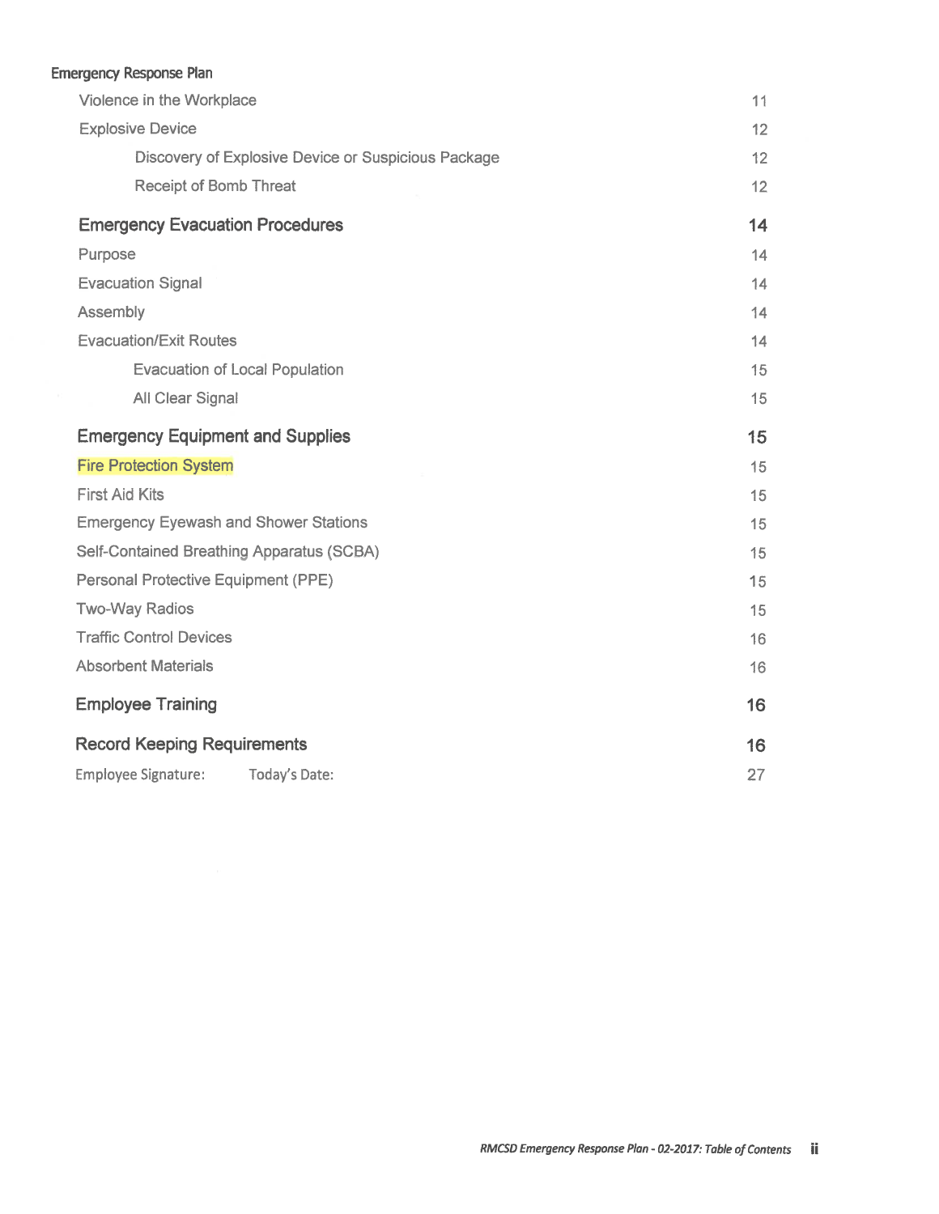Emergency Response Plan

| | |
|---|---|
| Violence in the Workplace | 11 |
| Explosive Device | 12 |
| Discovery of Explosive Device or Suspicious Package | 12 |
| Receipt of Bomb Threat | 12 |
| **Emergency Evacuation Procedures** | **14** |
| Purpose | 14 |
| Evacuation Signal | 14 |
| Assembly | 14 |
| Evacuation/Exit Routes | 14 |
| Evacuation of Local Population | 15 |
| All Clear Signal | 15 |
| **Emergency Equipment and Supplies** | **15** |
| Fire Protection System | 15 |
| First Aid Kits | 15 |
| Emergency Eyewash and Shower Stations | 15 |
| Self-Contained Breathing Apparatus (SCBA) | 15 |
| Personal Protective Equipment (PPE) | 15 |
| Two-Way Radios | 15 |
| Traffic Control Devices | 16 |
| Absorbent Materials | 16 |
| **Employee Training** | **16** |
| **Record Keeping Requirements** | **16** |
| Employee Signature: Today's Date: | 27 |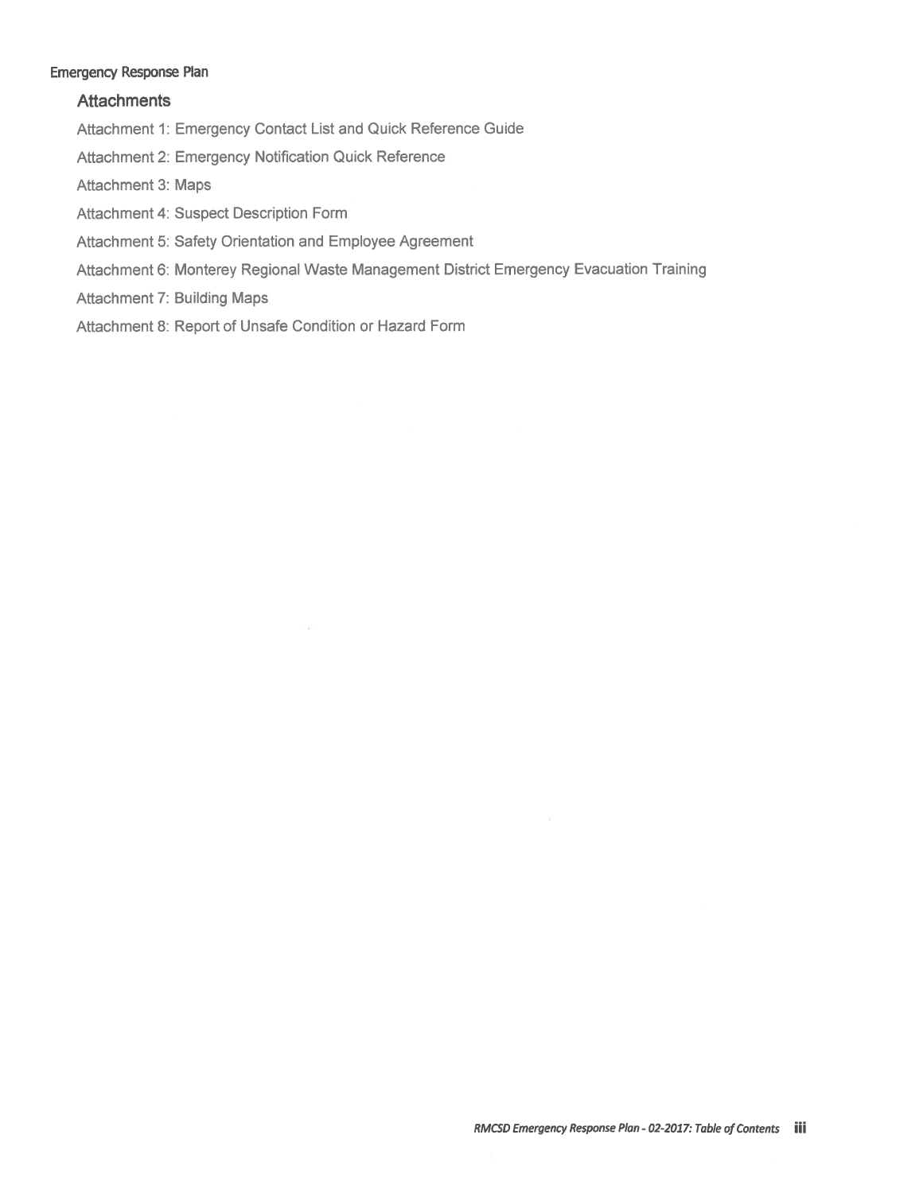## Attachments

Attachment 1: Emergency Contact List and Quick Reference Guide

Attachment 2: Emergency Notification Quick Reference

Attachment 3: Maps

Attachment 4: Suspect Description Form

Attachment 5: Safety Orientation and Employee Agreement

Attachment 6: Monterey Regional Waste Management District Emergency Evacuation Training

Attachment 7: Building Maps

Attachment 8: Report of Unsafe Condition or Hazard Form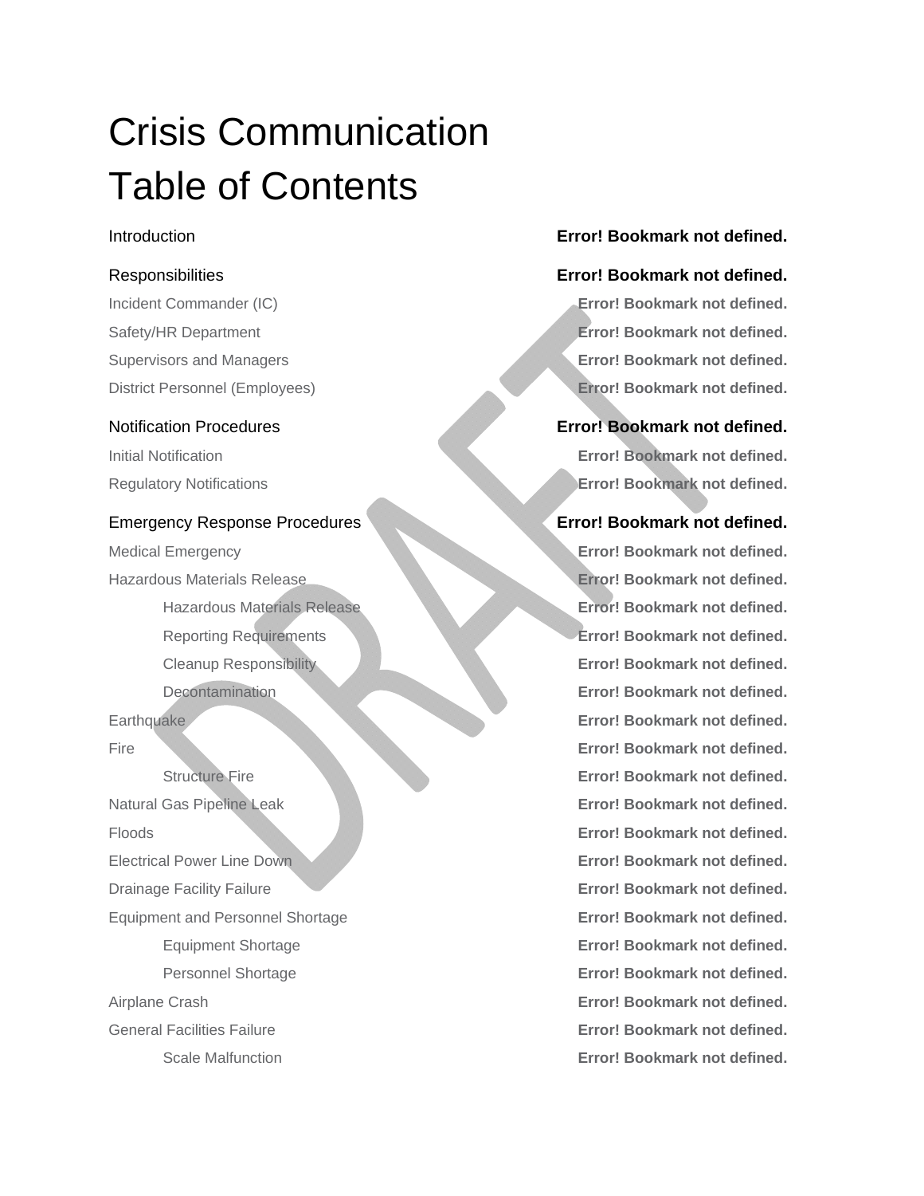# Crisis Communication Table of Contents

Introduction **Error! Bookmark not defined.**

Responsibilities **Error! Bookmark not defined.**

- Incident Commander (IC) **Error! Bookmark not defined.**
- Safety/HR Department **Error! Bookmark not defined.**
- Supervisors and Managers **Error! Bookmark not defined.**
- District Personnel (Employees) **Error! Bookmark not defined.**

Notification Procedures **Error! Bookmark not defined.**

- Initial Notification **Error! Bookmark not defined.**
- Regulatory Notifications **Error! Bookmark not defined.**

Emergency Response Procedures **Error! Bookmark not defined.**

- Medical Emergency **Error! Bookmark not defined.**
- Hazardous Materials Release **Error! Bookmark not defined.**
  - Hazardous Materials Release **Error! Bookmark not defined.**
  - Reporting Requirements **Error! Bookmark not defined.**
  - Cleanup Responsibility **Error! Bookmark not defined.**
  - Decontamination **Error! Bookmark not defined.**
- Earthquake **Error! Bookmark not defined.**
- Fire **Error! Bookmark not defined.**
  - Structure Fire **Error! Bookmark not defined.**
- Natural Gas Pipeline Leak **Error! Bookmark not defined.**
- Floods **Error! Bookmark not defined.**
- Electrical Power Line Down **Error! Bookmark not defined.**
- Drainage Facility Failure **Error! Bookmark not defined.**
- Equipment and Personnel Shortage **Error! Bookmark not defined.**
  - Equipment Shortage **Error! Bookmark not defined.**
  - Personnel Shortage **Error! Bookmark not defined.**
- Airplane Crash **Error! Bookmark not defined.**
- General Facilities Failure **Error! Bookmark not defined.**
  - Scale Malfunction **Error! Bookmark not defined.**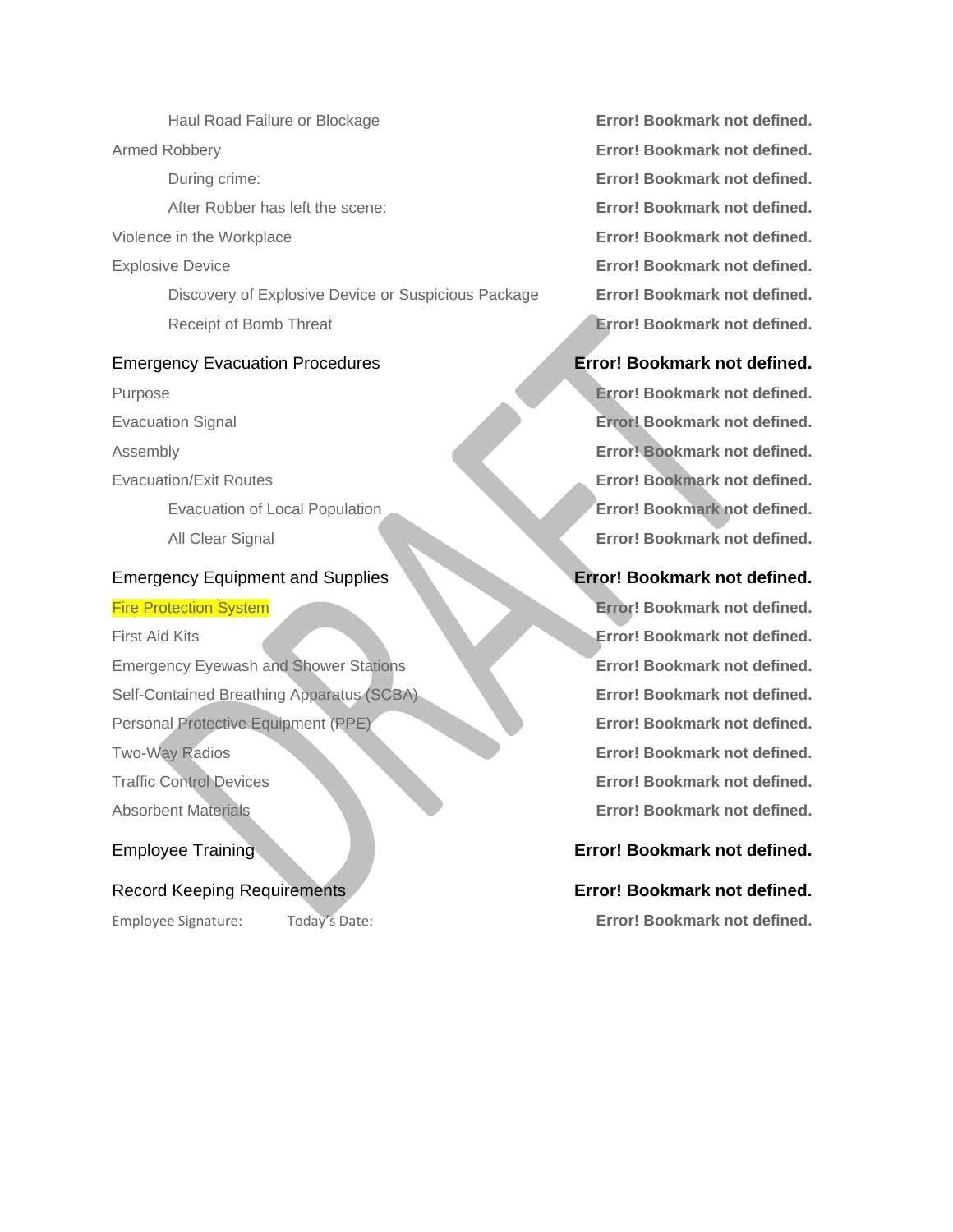Haul Road Failure or Blockage Error! Bookmark not defined.

Armed Robbery Error! Bookmark not defined.

During crime: Error! Bookmark not defined.

After Robber has left the scene: Error! Bookmark not defined.

Violence in the Workplace Error! Bookmark not defined.

Explosive Device Error! Bookmark not defined.

Discovery of Explosive Device or Suspicious Package Error! Bookmark not defined.

Receipt of Bomb Threat Error! Bookmark not defined.

**Emergency Evacuation Procedures Error! Bookmark not defined.**

Purpose Error! Bookmark not defined.

Evacuation Signal Error! Bookmark not defined.

Assembly Error! Bookmark not defined.

Evacuation/Exit Routes Error! Bookmark not defined.

Evacuation of Local Population Error! Bookmark not defined.

All Clear Signal Error! Bookmark not defined.

**Emergency Equipment and Supplies Error! Bookmark not defined.**

Fire Protection System Error! Bookmark not defined.

First Aid Kits Error! Bookmark not defined.

Emergency Eyewash and Shower Stations Error! Bookmark not defined.

Self-Contained Breathing Apparatus (SCBA) Error! Bookmark not defined.

Personal Protective Equipment (PPE) Error! Bookmark not defined.

Two-Way Radios Error! Bookmark not defined.

Traffic Control Devices Error! Bookmark not defined.

Absorbent Materials Error! Bookmark not defined.

**Employee Training Error! Bookmark not defined.**

**Record Keeping Requirements Error! Bookmark not defined.**

Employee Signature: Today's Date: Error! Bookmark not defined.

DRAFT